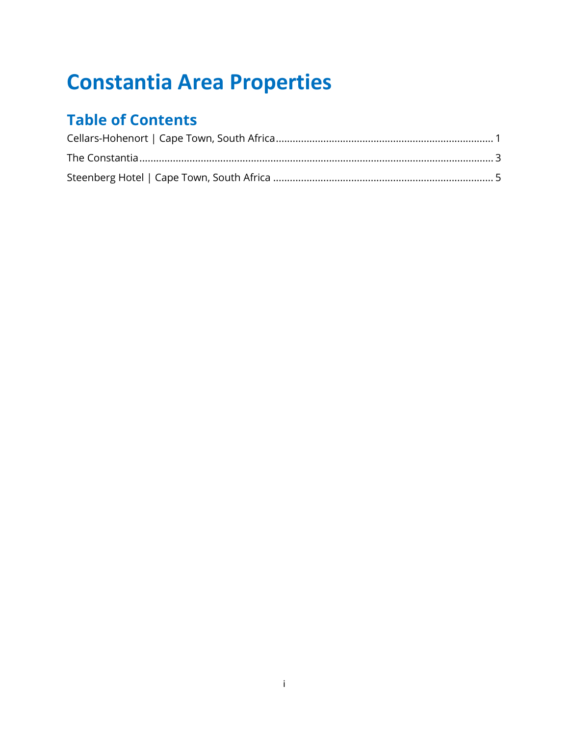# Constantia Area Properties

## Table of Contents

Cellars-Hohenort | Cape Town, South Africa ........................................ 1

The Constantia ........................................ 3

Steenberg Hotel | Cape Town, South Africa ........................................ 5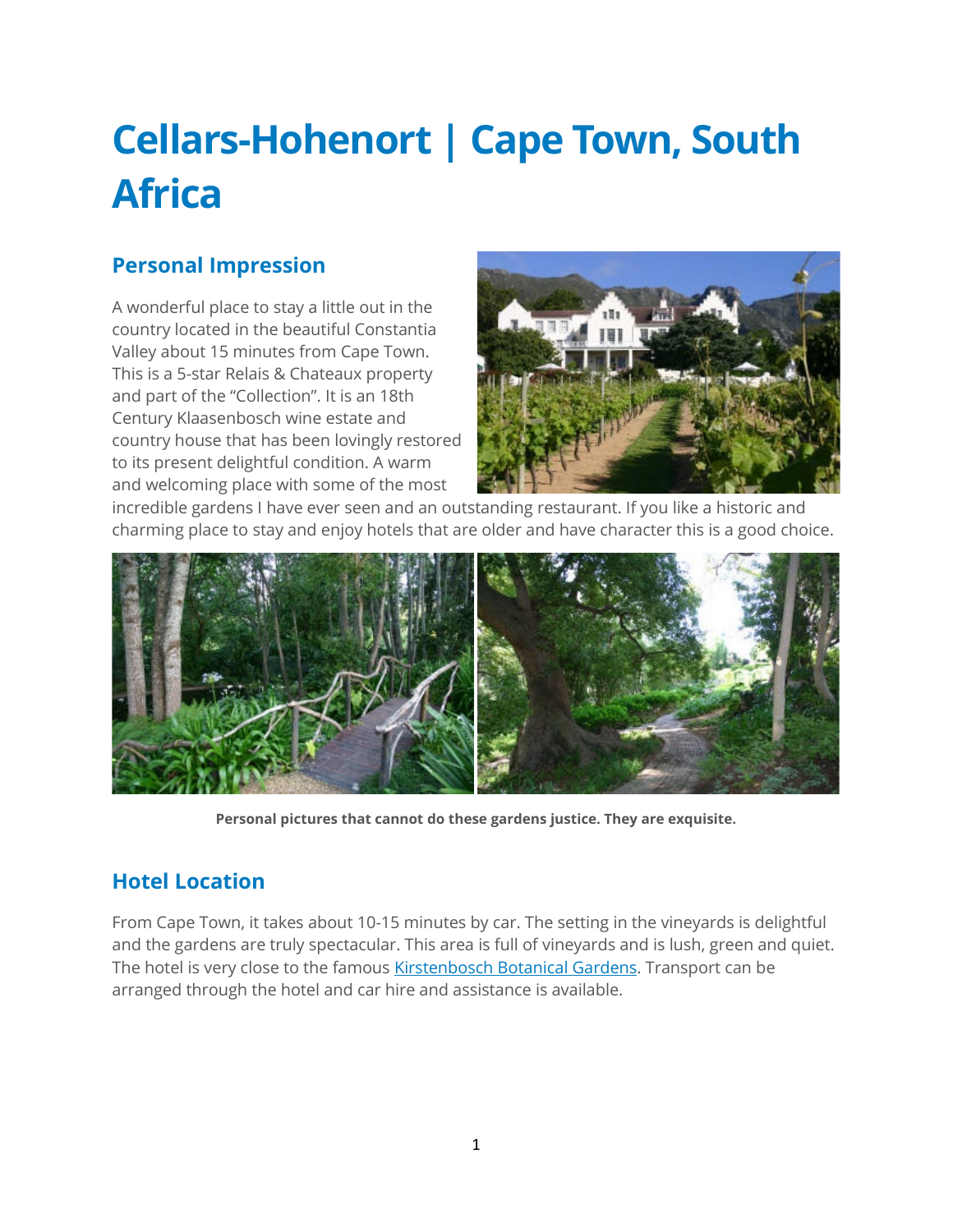# Cellars-Hohenort | Cape Town, South Africa

## Personal Impression

A wonderful place to stay a little out in the country located in the beautiful Constantia Valley about 15 minutes from Cape Town. This is a 5-star Relais & Chateaux property and part of the "Collection". It is an 18th Century Klaasenbosch wine estate and country house that has been lovingly restored to its present delightful condition. A warm and welcoming place with some of the most incredible gardens I have ever seen and an outstanding restaurant. If you like a historic and charming place to stay and enjoy hotels that are older and have character this is a good choice.

**Personal pictures that cannot do these gardens justice. They are exquisite.**

## Hotel Location

From Cape Town, it takes about 10-15 minutes by car. The setting in the vineyards is delightful and the gardens are truly spectacular. This area is full of vineyards and is lush, green and quiet. The hotel is very close to the famous [Kirstenbosch Botanical Gardens](). Transport can be arranged through the hotel and car hire and assistance is available.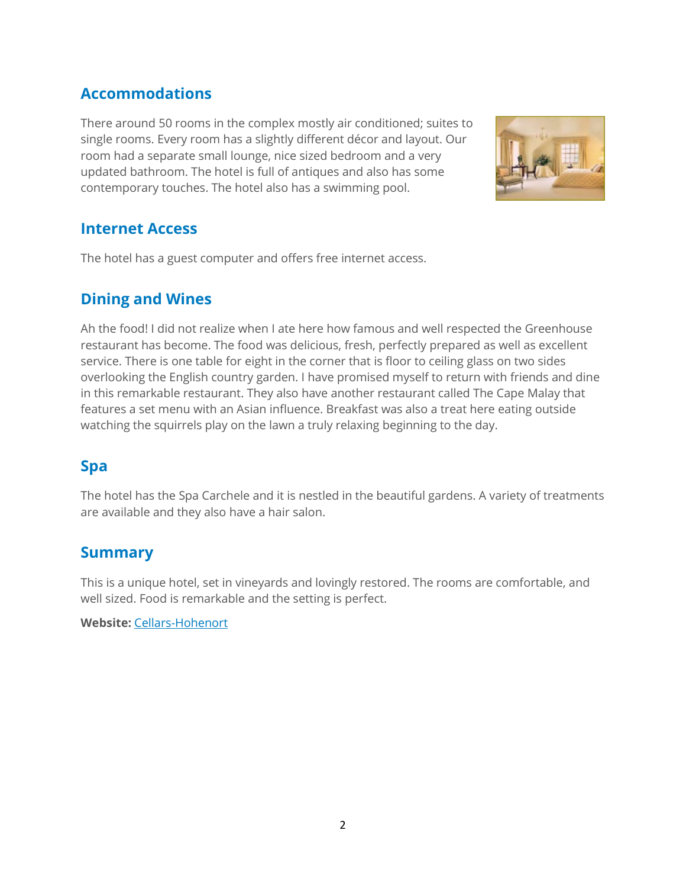## Accommodations

There around 50 rooms in the complex mostly air conditioned; suites to single rooms. Every room has a slightly different décor and layout. Our room had a separate small lounge, nice sized bedroom and a very updated bathroom. The hotel is full of antiques and also has some contemporary touches. The hotel also has a swimming pool.

## Internet Access

The hotel has a guest computer and offers free internet access.

## Dining and Wines

Ah the food! I did not realize when I ate here how famous and well respected the Greenhouse restaurant has become. The food was delicious, fresh, perfectly prepared as well as excellent service. There is one table for eight in the corner that is floor to ceiling glass on two sides overlooking the English country garden. I have promised myself to return with friends and dine in this remarkable restaurant. They also have another restaurant called The Cape Malay that features a set menu with an Asian influence. Breakfast was also a treat here eating outside watching the squirrels play on the lawn a truly relaxing beginning to the day.

## Spa

The hotel has the Spa Carchele and it is nestled in the beautiful gardens. A variety of treatments are available and they also have a hair salon.

## Summary

This is a unique hotel, set in vineyards and lovingly restored. The rooms are comfortable, and well sized. Food is remarkable and the setting is perfect.

**Website:** Cellars-Hohenort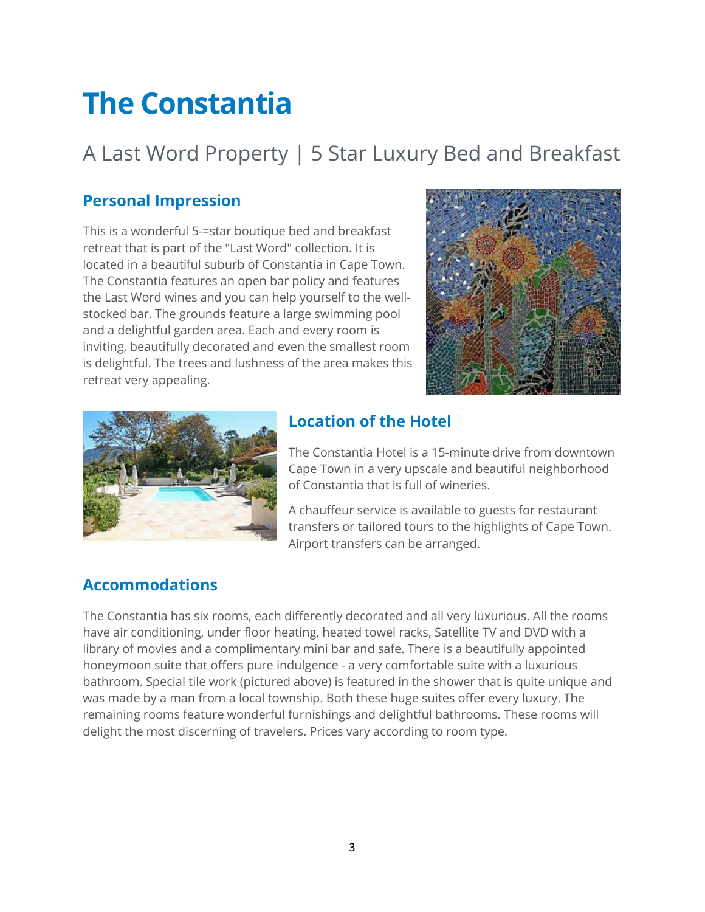# The Constantia

## A Last Word Property | 5 Star Luxury Bed and Breakfast

### Personal Impression

This is a wonderful 5-=star boutique bed and breakfast retreat that is part of the "Last Word" collection. It is located in a beautiful suburb of Constantia in Cape Town. The Constantia features an open bar policy and features the Last Word wines and you can help yourself to the well-stocked bar. The grounds feature a large swimming pool and a delightful garden area. Each and every room is inviting, beautifully decorated and even the smallest room is delightful. The trees and lushness of the area makes this retreat very appealing.

### Location of the Hotel

The Constantia Hotel is a 15-minute drive from downtown Cape Town in a very upscale and beautiful neighborhood of Constantia that is full of wineries.

A chauffeur service is available to guests for restaurant transfers or tailored tours to the highlights of Cape Town. Airport transfers can be arranged.

### Accommodations

The Constantia has six rooms, each differently decorated and all very luxurious. All the rooms have air conditioning, under floor heating, heated towel racks, Satellite TV and DVD with a library of movies and a complimentary mini bar and safe. There is a beautifully appointed honeymoon suite that offers pure indulgence - a very comfortable suite with a luxurious bathroom. Special tile work (pictured above) is featured in the shower that is quite unique and was made by a man from a local township. Both these huge suites offer every luxury. The remaining rooms feature wonderful furnishings and delightful bathrooms. These rooms will delight the most discerning of travelers. Prices vary according to room type.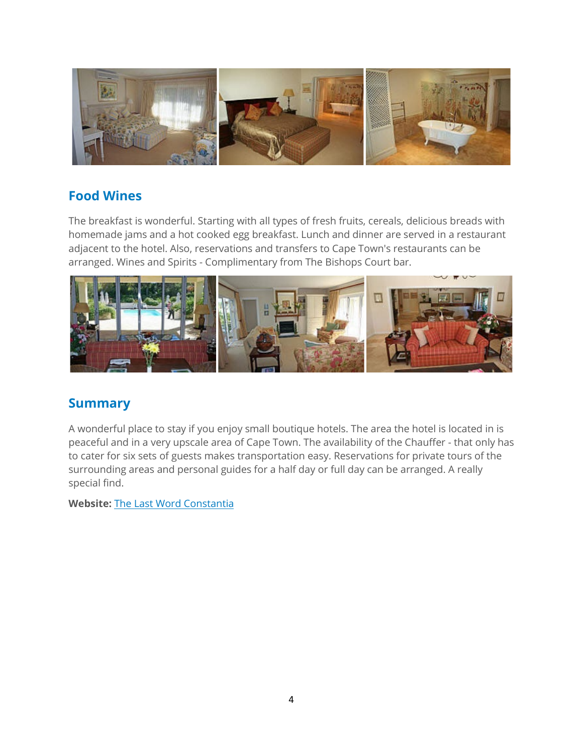## Food Wines

The breakfast is wonderful. Starting with all types of fresh fruits, cereals, delicious breads with homemade jams and a hot cooked egg breakfast. Lunch and dinner are served in a restaurant adjacent to the hotel. Also, reservations and transfers to Cape Town's restaurants can be arranged. Wines and Spirits - Complimentary from The Bishops Court bar.

## Summary

A wonderful place to stay if you enjoy small boutique hotels. The area the hotel is located in is peaceful and in a very upscale area of Cape Town. The availability of the Chauffer - that only has to cater for six sets of guests makes transportation easy. Reservations for private tours of the surrounding areas and personal guides for a half day or full day can be arranged. A really special find.

**Website:** The Last Word Constantia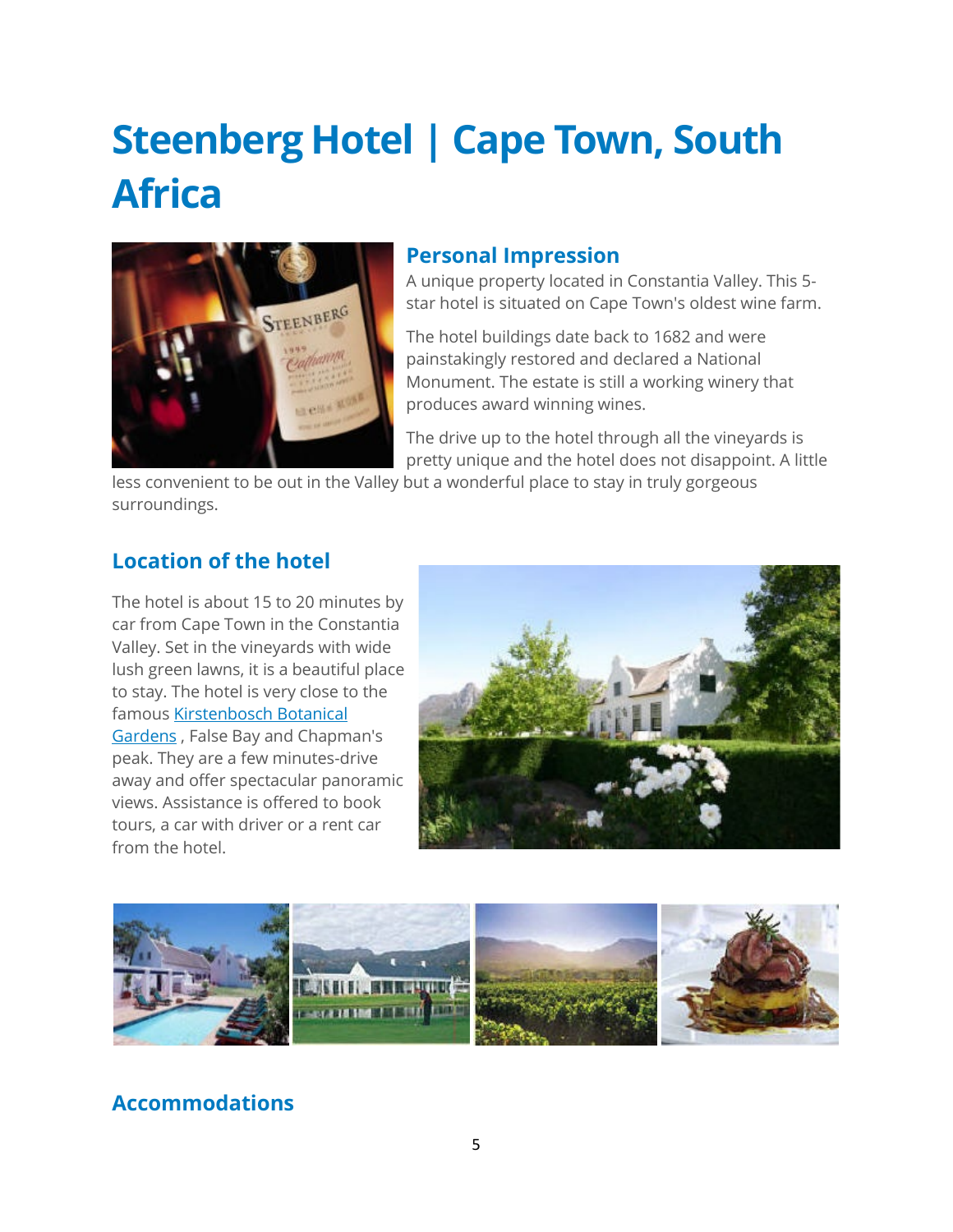# Steenberg Hotel | Cape Town, South Africa

## Personal Impression

A unique property located in Constantia Valley. This 5-star hotel is situated on Cape Town's oldest wine farm.

The hotel buildings date back to 1682 and were painstakingly restored and declared a National Monument. The estate is still a working winery that produces award winning wines.

The drive up to the hotel through all the vineyards is pretty unique and the hotel does not disappoint. A little less convenient to be out in the Valley but a wonderful place to stay in truly gorgeous surroundings.

## Location of the hotel

The hotel is about 15 to 20 minutes by car from Cape Town in the Constantia Valley. Set in the vineyards with wide lush green lawns, it is a beautiful place to stay. The hotel is very close to the famous Kirstenbosch Botanical Gardens , False Bay and Chapman's peak. They are a few minutes-drive away and offer spectacular panoramic views. Assistance is offered to book tours, a car with driver or a rent car from the hotel.

## Accommodations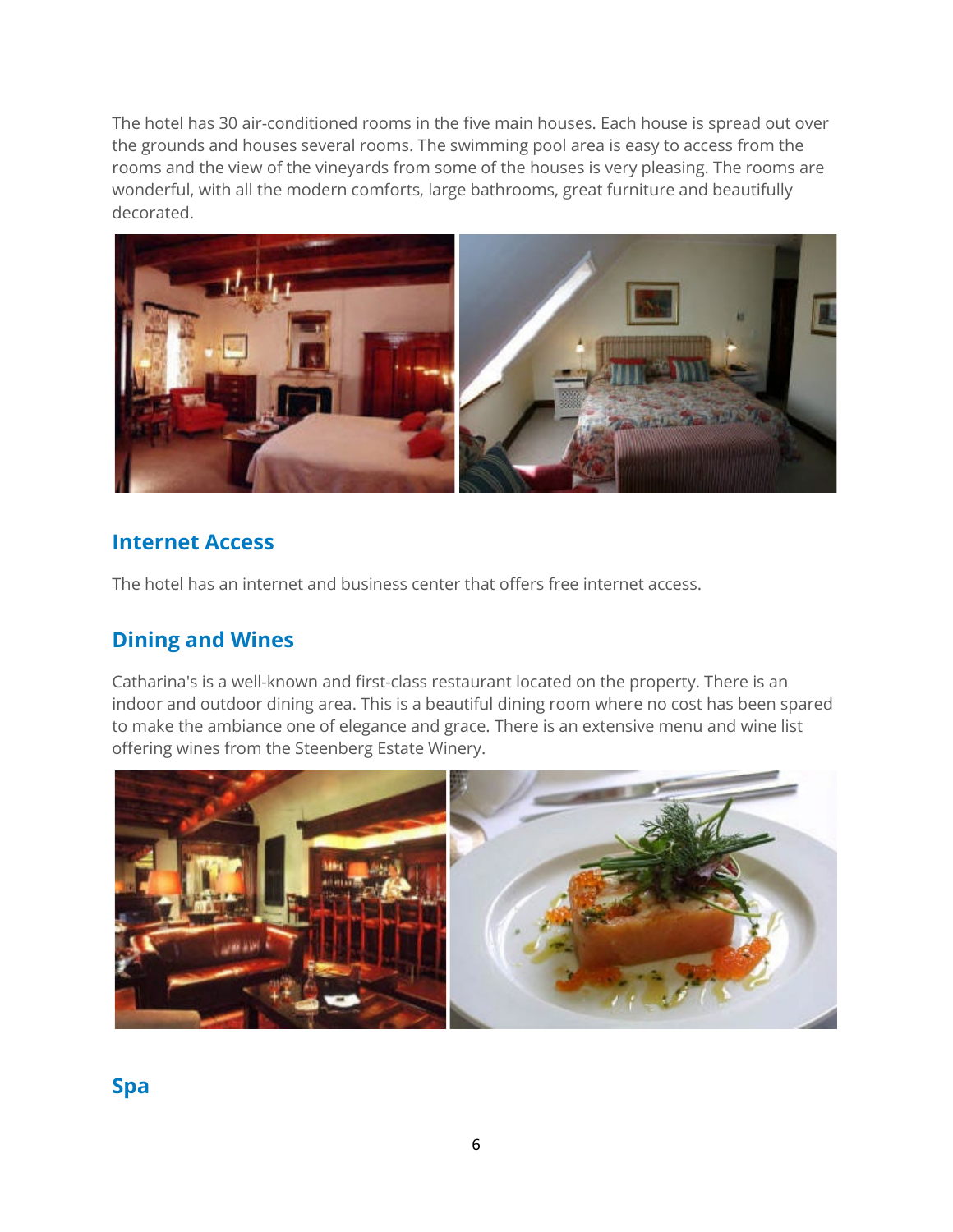The hotel has 30 air-conditioned rooms in the five main houses. Each house is spread out over the grounds and houses several rooms. The swimming pool area is easy to access from the rooms and the view of the vineyards from some of the houses is very pleasing. The rooms are wonderful, with all the modern comforts, large bathrooms, great furniture and beautifully decorated.

## Internet Access

The hotel has an internet and business center that offers free internet access.

## Dining and Wines

Catharina's is a well-known and first-class restaurant located on the property. There is an indoor and outdoor dining area. This is a beautiful dining room where no cost has been spared to make the ambiance one of elegance and grace. There is an extensive menu and wine list offering wines from the Steenberg Estate Winery.

## Spa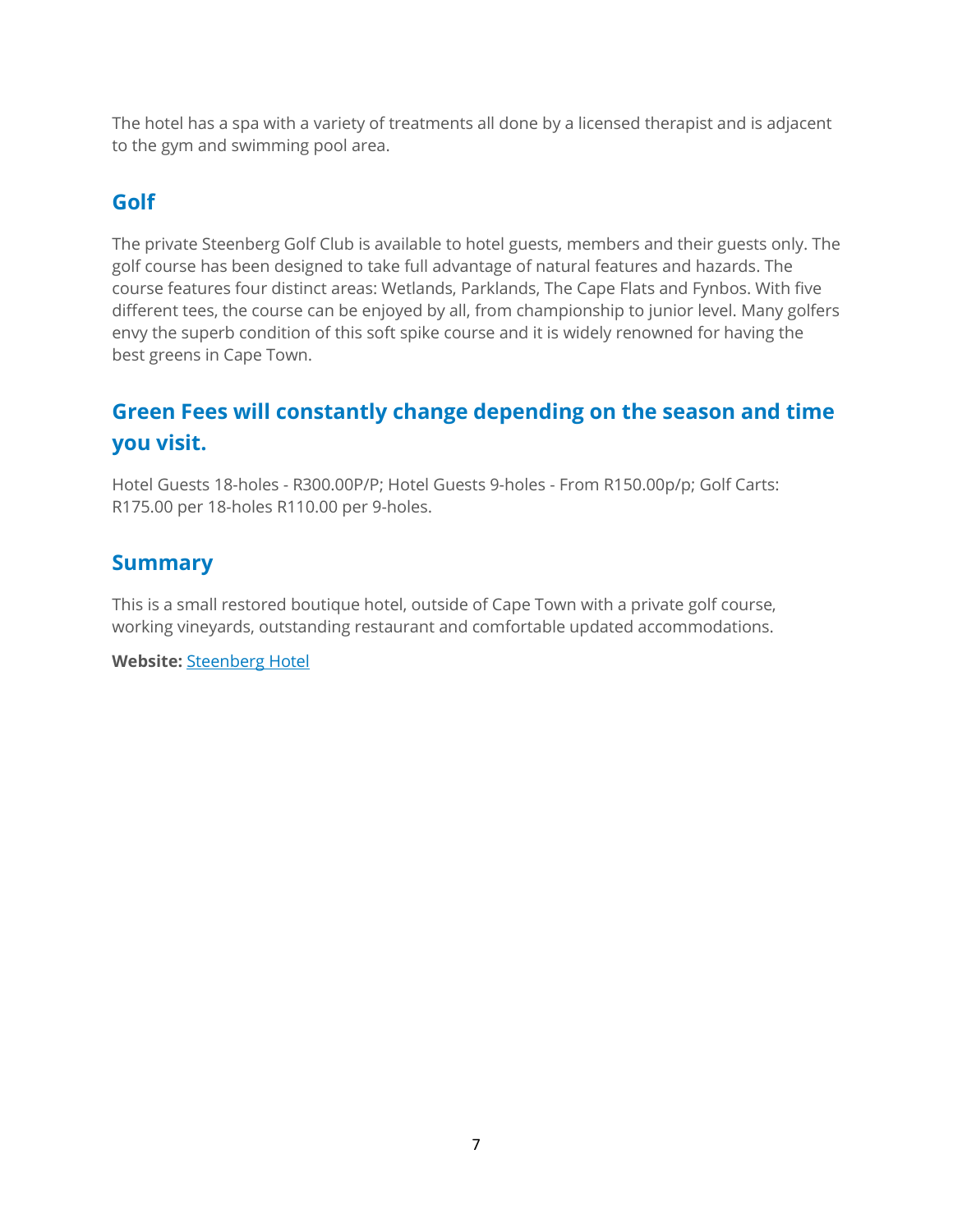The hotel has a spa with a variety of treatments all done by a licensed therapist and is adjacent to the gym and swimming pool area.

## Golf

The private Steenberg Golf Club is available to hotel guests, members and their guests only. The golf course has been designed to take full advantage of natural features and hazards. The course features four distinct areas: Wetlands, Parklands, The Cape Flats and Fynbos. With five different tees, the course can be enjoyed by all, from championship to junior level. Many golfers envy the superb condition of this soft spike course and it is widely renowned for having the best greens in Cape Town.

## Green Fees will constantly change depending on the season and time you visit.

Hotel Guests 18-holes - R300.00P/P; Hotel Guests 9-holes - From R150.00p/p; Golf Carts: R175.00 per 18-holes R110.00 per 9-holes.

## Summary

This is a small restored boutique hotel, outside of Cape Town with a private golf course, working vineyards, outstanding restaurant and comfortable updated accommodations.

**Website:** Steenberg Hotel